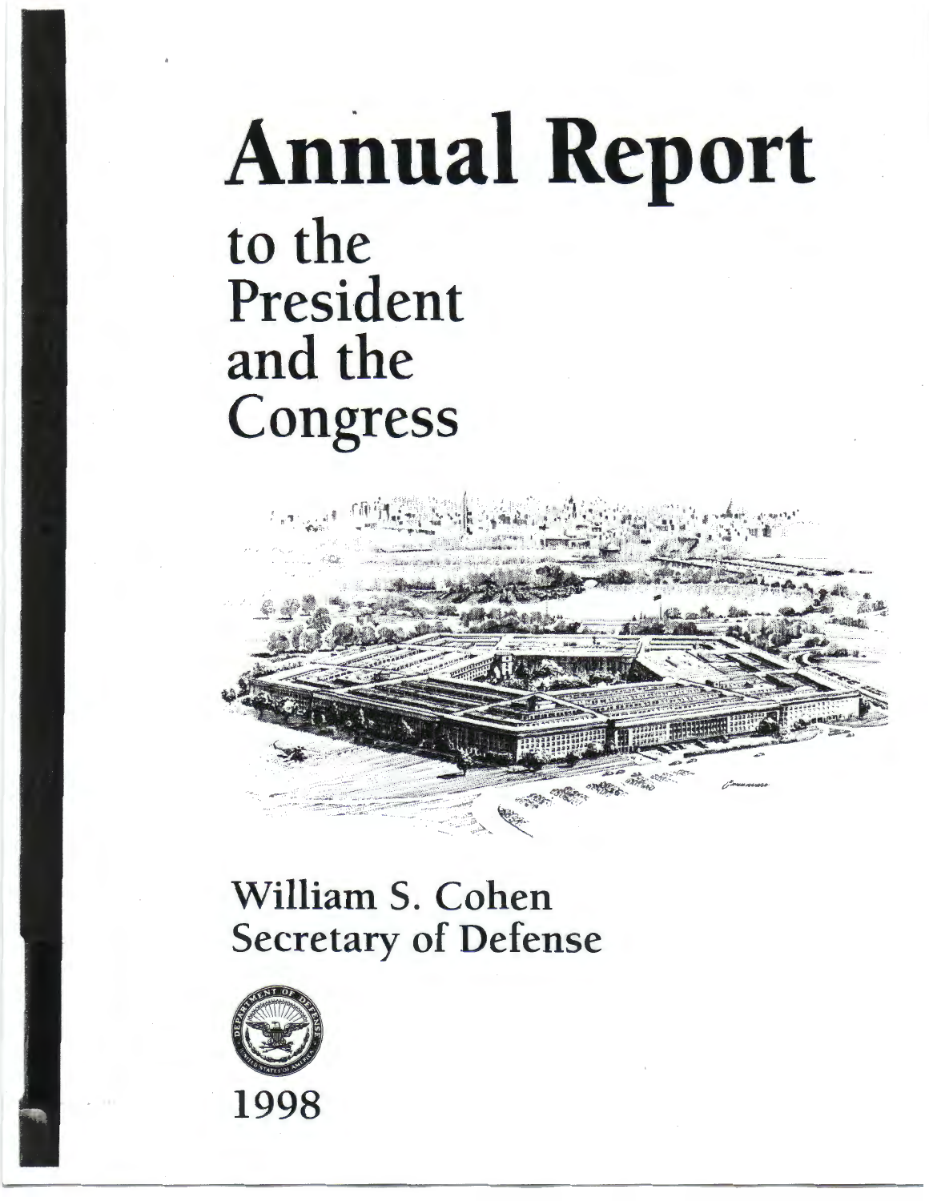# Annual Report

## to the President and the Congress

**William S. Cohen**
**Secretary of Defense**

**1998**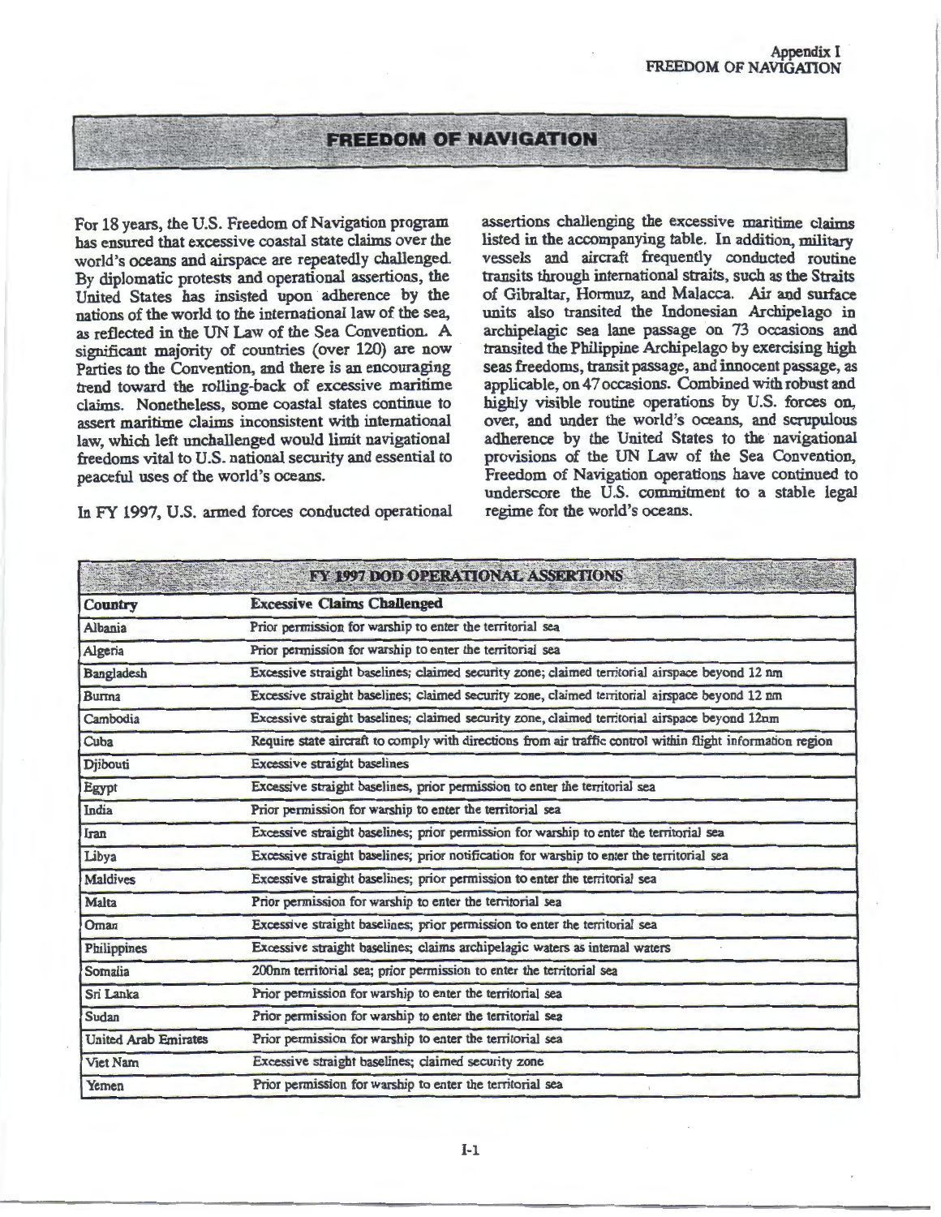# FREEDOM OF NAVIGATION

For 18 years, the U.S. Freedom of Navigation program has ensured that excessive coastal state claims over the world's oceans and airspace are repeatedly challenged. By diplomatic protests and operational assertions, the United States has insisted upon adherence by the nations of the world to the international law of the sea, as reflected in the UN Law of the Sea Convention. A significant majority of countries (over 120) are now Parties to the Convention, and there is an encouraging trend toward the rolling-back of excessive maritime claims. Nonetheless, some coastal states continue to assert maritime claims inconsistent with international law, which left unchallenged would limit navigational freedoms vital to U.S. national security and essential to peaceful uses of the world's oceans.

In FY 1997, U.S. armed forces conducted operational assertions challenging the excessive maritime claims listed in the accompanying table. In addition, military vessels and aircraft frequently conducted routine transits through international straits, such as the Straits of Gibraltar, Hormuz, and Malacca. Air and surface units also transited the Indonesian Archipelago in archipelagic sea lane passage on 73 occasions and transited the Philippine Archipelago by exercising high seas freedoms, transit passage, and innocent passage, as applicable, on 47 occasions. Combined with robust and highly visible routine operations by U.S. forces on, over, and under the world's oceans, and scrupulous adherence by the United States to the navigational provisions of the UN Law of the Sea Convention, Freedom of Navigation operations have continued to underscore the U.S. commitment to a stable legal regime for the world's oceans.

| FY 1997 DOD OPERATIONAL ASSERTIONS | |
|---|---|
| **Country** | **Excessive Claims Challenged** |
| Albania | Prior permission for warship to enter the territorial sea |
| Algeria | Prior permission for warship to enter the territorial sea |
| Bangladesh | Excessive straight baselines; claimed security zone; claimed territorial airspace beyond 12 nm |
| Burma | Excessive straight baselines; claimed security zone, claimed territorial airspace beyond 12 nm |
| Cambodia | Excessive straight baselines; claimed security zone, claimed territorial airspace beyond 12nm |
| Cuba | Require state aircraft to comply with directions from air traffic control within flight information region |
| Djibouti | Excessive straight baselines |
| Egypt | Excessive straight baselines, prior permission to enter the territorial sea |
| India | Prior permission for warship to enter the territorial sea |
| Iran | Excessive straight baselines; prior permission for warship to enter the territorial sea |
| Libya | Excessive straight baselines; prior notification for warship to enter the territorial sea |
| Maldives | Excessive straight baselines; prior permission to enter the territorial sea |
| Malta | Prior permission for warship to enter the territorial sea |
| Oman | Excessive straight baselines; prior permission to enter the territorial sea |
| Philippines | Excessive straight baselines; claims archipelagic waters as internal waters |
| Somalia | 200nm territorial sea; prior permission to enter the territorial sea |
| Sri Lanka | Prior permission for warship to enter the territorial sea |
| Sudan | Prior permission for warship to enter the territorial sea |
| United Arab Emirates | Prior permission for warship to enter the territorial sea |
| Viet Nam | Excessive straight baselines; claimed security zone |
| Yemen | Prior permission for warship to enter the territorial sea |